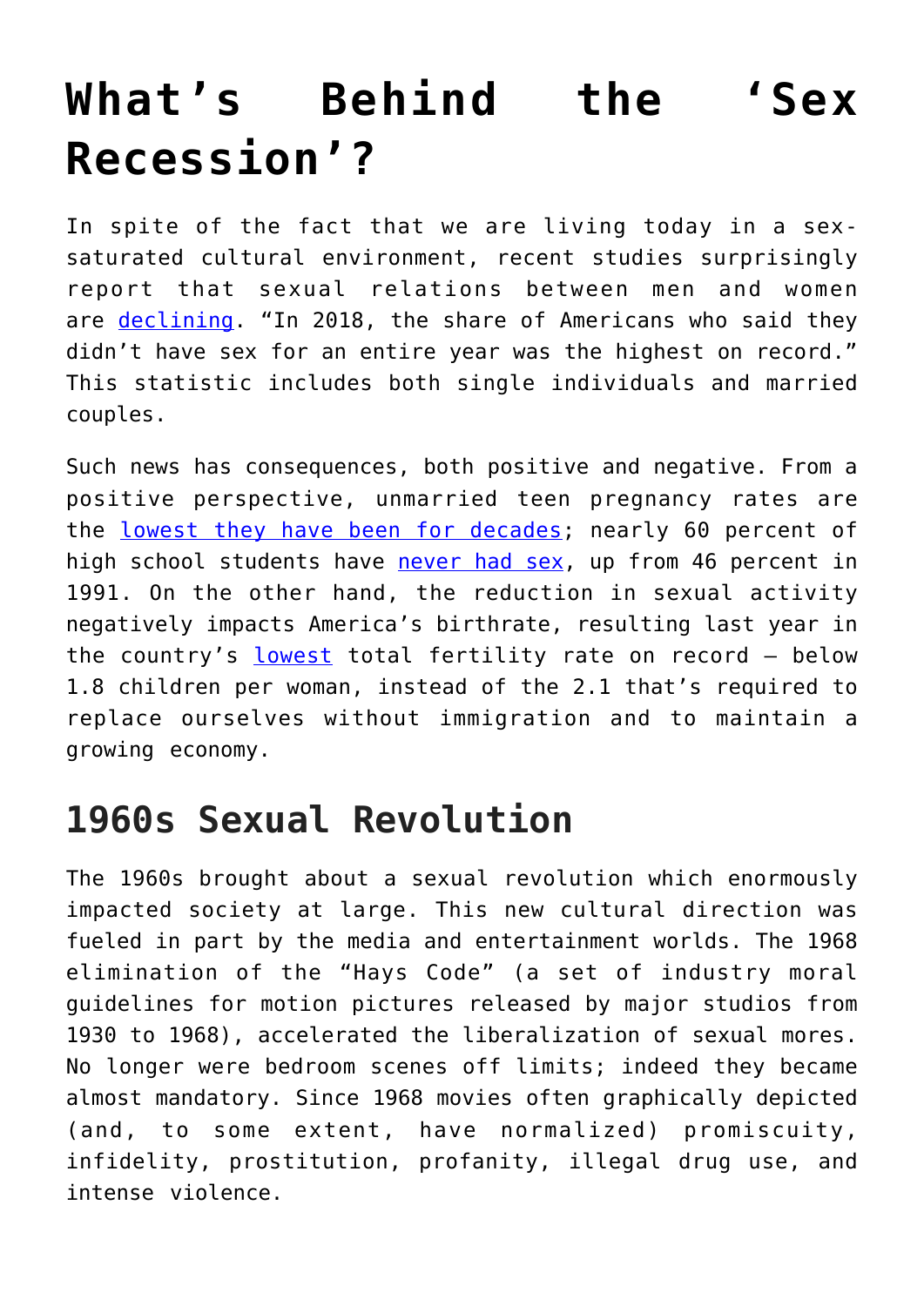# What's Behind the 'Sex Recession'?

In spite of the fact that we are living today in a sex-saturated cultural environment, recent studies surprisingly report that sexual relations between men and women are declining. "In 2018, the share of Americans who said they didn't have sex for an entire year was the highest on record." This statistic includes both single individuals and married couples.

Such news has consequences, both positive and negative. From a positive perspective, unmarried teen pregnancy rates are the lowest they have been for decades; nearly 60 percent of high school students have never had sex, up from 46 percent in 1991. On the other hand, the reduction in sexual activity negatively impacts America's birthrate, resulting last year in the country's lowest total fertility rate on record – below 1.8 children per woman, instead of the 2.1 that's required to replace ourselves without immigration and to maintain a growing economy.

## 1960s Sexual Revolution

The 1960s brought about a sexual revolution which enormously impacted society at large. This new cultural direction was fueled in part by the media and entertainment worlds. The 1968 elimination of the "Hays Code" (a set of industry moral guidelines for motion pictures released by major studios from 1930 to 1968), accelerated the liberalization of sexual mores. No longer were bedroom scenes off limits; indeed they became almost mandatory. Since 1968 movies often graphically depicted (and, to some extent, have normalized) promiscuity, infidelity, prostitution, profanity, illegal drug use, and intense violence.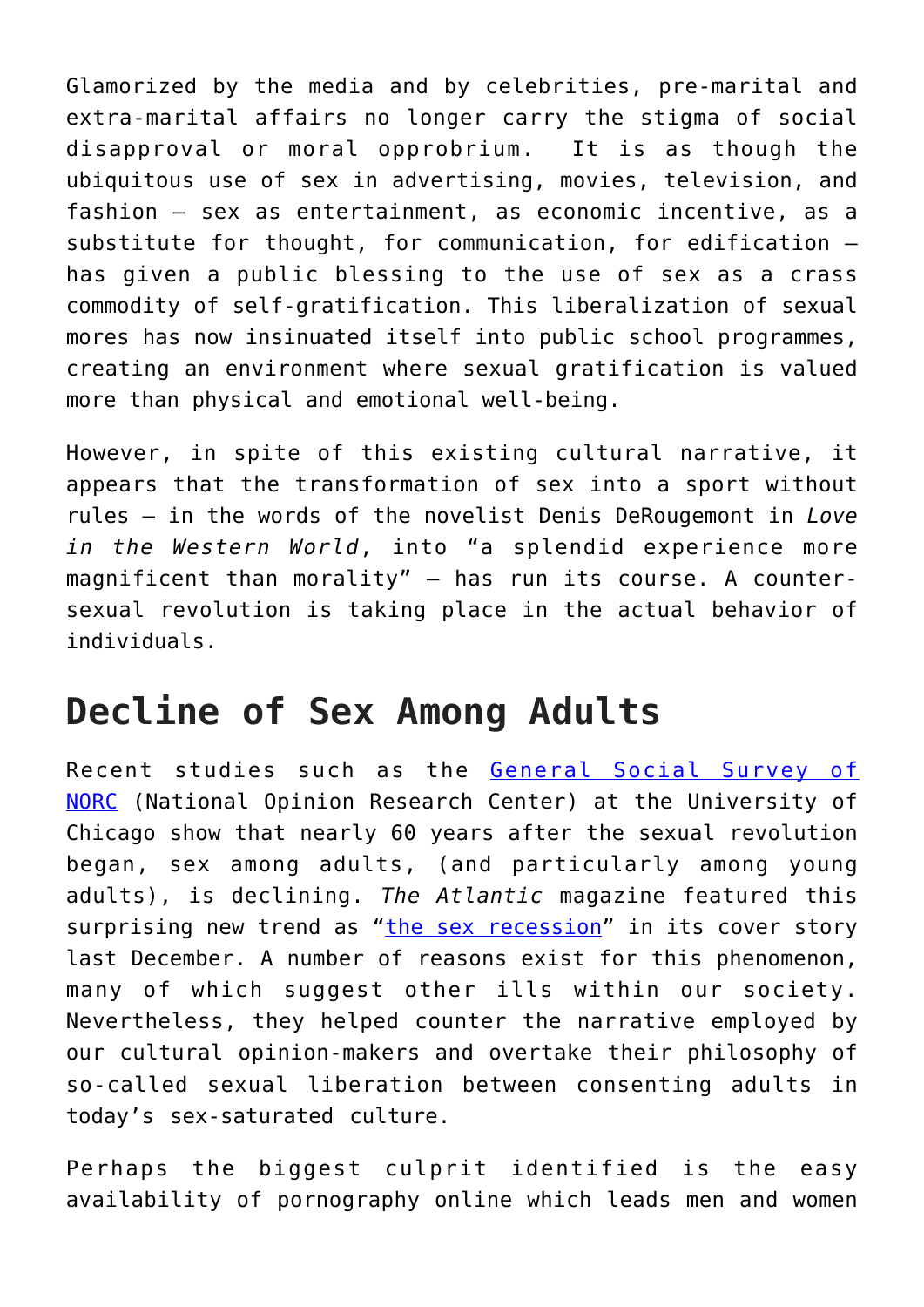Glamorized by the media and by celebrities, pre-marital and extra-marital affairs no longer carry the stigma of social disapproval or moral opprobrium. It is as though the ubiquitous use of sex in advertising, movies, television, and fashion – sex as entertainment, as economic incentive, as a substitute for thought, for communication, for edification – has given a public blessing to the use of sex as a crass commodity of self-gratification. This liberalization of sexual mores has now insinuated itself into public school programmes, creating an environment where sexual gratification is valued more than physical and emotional well-being.

However, in spite of this existing cultural narrative, it appears that the transformation of sex into a sport without rules – in the words of the novelist Denis DeRougemont in *Love in the Western World*, into "a splendid experience more magnificent than morality" – has run its course. A counter-sexual revolution is taking place in the actual behavior of individuals.

## Decline of Sex Among Adults

Recent studies such as the [General Social Survey of NORC]() (National Opinion Research Center) at the University of Chicago show that nearly 60 years after the sexual revolution began, sex among adults, (and particularly among young adults), is declining. *The Atlantic* magazine featured this surprising new trend as "[the sex recession]()" in its cover story last December. A number of reasons exist for this phenomenon, many of which suggest other ills within our society. Nevertheless, they helped counter the narrative employed by our cultural opinion-makers and overtake their philosophy of so-called sexual liberation between consenting adults in today's sex-saturated culture.

Perhaps the biggest culprit identified is the easy availability of pornography online which leads men and women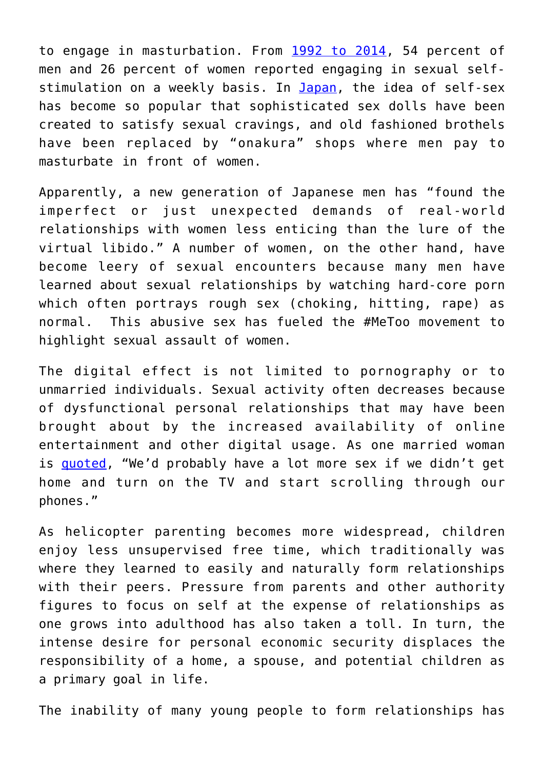to engage in masturbation. From [1992 to 2014](), 54 percent of men and 26 percent of women reported engaging in sexual self-stimulation on a weekly basis. In [Japan](), the idea of self-sex has become so popular that sophisticated sex dolls have been created to satisfy sexual cravings, and old fashioned brothels have been replaced by "onakura" shops where men pay to masturbate in front of women.

Apparently, a new generation of Japanese men has "found the imperfect or just unexpected demands of real-world relationships with women less enticing than the lure of the virtual libido." A number of women, on the other hand, have become leery of sexual encounters because many men have learned about sexual relationships by watching hard-core porn which often portrays rough sex (choking, hitting, rape) as normal. This abusive sex has fueled the #MeToo movement to highlight sexual assault of women.

The digital effect is not limited to pornography or to unmarried individuals. Sexual activity often decreases because of dysfunctional personal relationships that may have been brought about by the increased availability of online entertainment and other digital usage. As one married woman is [quoted](), "We'd probably have a lot more sex if we didn't get home and turn on the TV and start scrolling through our phones."

As helicopter parenting becomes more widespread, children enjoy less unsupervised free time, which traditionally was where they learned to easily and naturally form relationships with their peers. Pressure from parents and other authority figures to focus on self at the expense of relationships as one grows into adulthood has also taken a toll. In turn, the intense desire for personal economic security displaces the responsibility of a home, a spouse, and potential children as a primary goal in life.

The inability of many young people to form relationships has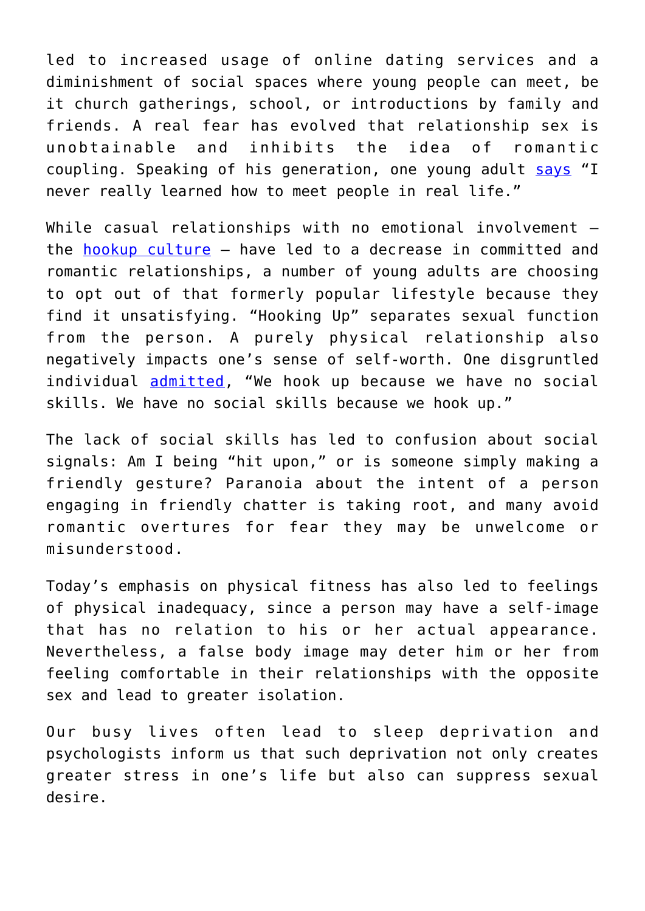led to increased usage of online dating services and a diminishment of social spaces where young people can meet, be it church gatherings, school, or introductions by family and friends. A real fear has evolved that relationship sex is unobtainable and inhibits the idea of romantic coupling. Speaking of his generation, one young adult [says](#) “I never really learned how to meet people in real life.”

While casual relationships with no emotional involvement – the [hookup culture](#) – have led to a decrease in committed and romantic relationships, a number of young adults are choosing to opt out of that formerly popular lifestyle because they find it unsatisfying. “Hooking Up” separates sexual function from the person. A purely physical relationship also negatively impacts one’s sense of self-worth. One disgruntled individual [admitted](#), “We hook up because we have no social skills. We have no social skills because we hook up.”

The lack of social skills has led to confusion about social signals: Am I being “hit upon,” or is someone simply making a friendly gesture? Paranoia about the intent of a person engaging in friendly chatter is taking root, and many avoid romantic overtures for fear they may be unwelcome or misunderstood.

Today’s emphasis on physical fitness has also led to feelings of physical inadequacy, since a person may have a self-image that has no relation to his or her actual appearance. Nevertheless, a false body image may deter him or her from feeling comfortable in their relationships with the opposite sex and lead to greater isolation.

Our busy lives often lead to sleep deprivation and psychologists inform us that such deprivation not only creates greater stress in one’s life but also can suppress sexual desire.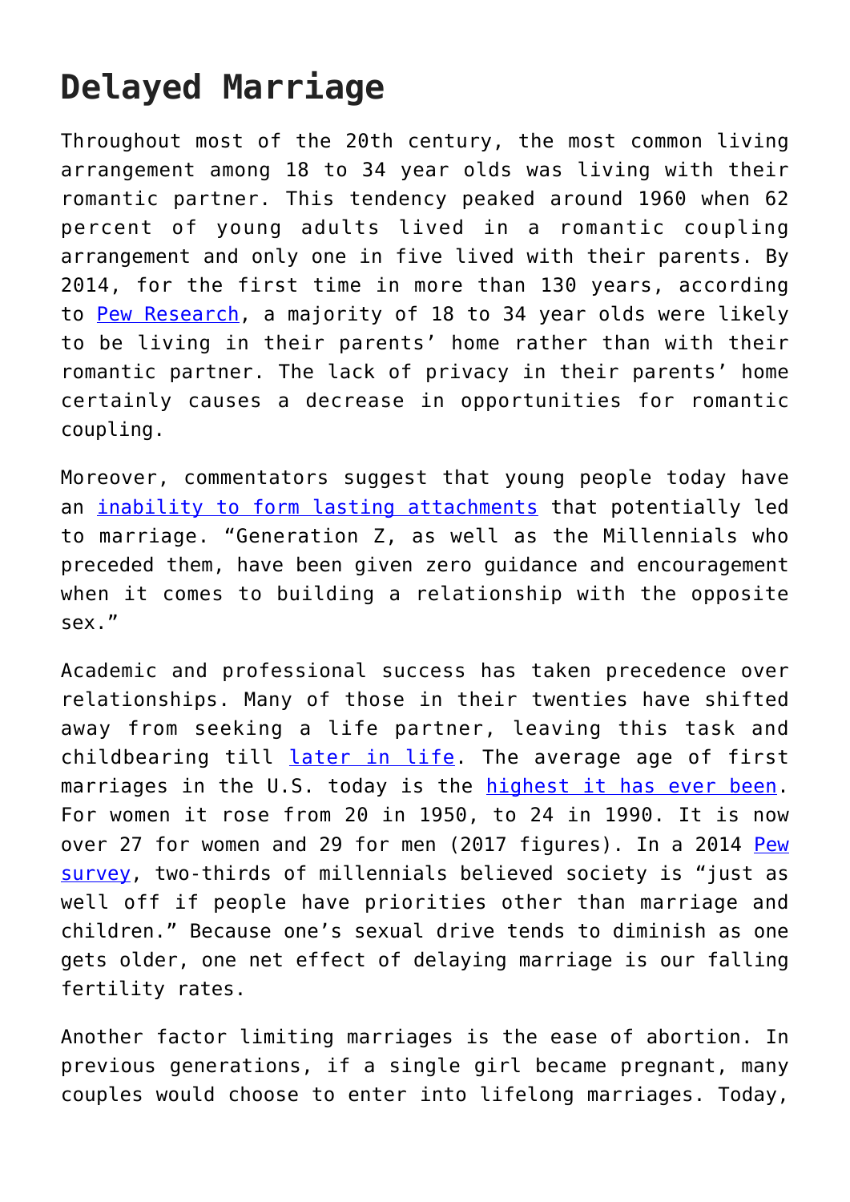## Delayed Marriage

Throughout most of the 20th century, the most common living arrangement among 18 to 34 year olds was living with their romantic partner. This tendency peaked around 1960 when 62 percent of young adults lived in a romantic coupling arrangement and only one in five lived with their parents. By 2014, for the first time in more than 130 years, according to Pew Research, a majority of 18 to 34 year olds were likely to be living in their parents' home rather than with their romantic partner. The lack of privacy in their parents' home certainly causes a decrease in opportunities for romantic coupling.

Moreover, commentators suggest that young people today have an inability to form lasting attachments that potentially led to marriage. "Generation Z, as well as the Millennials who preceded them, have been given zero guidance and encouragement when it comes to building a relationship with the opposite sex."

Academic and professional success has taken precedence over relationships. Many of those in their twenties have shifted away from seeking a life partner, leaving this task and childbearing till later in life. The average age of first marriages in the U.S. today is the highest it has ever been. For women it rose from 20 in 1950, to 24 in 1990. It is now over 27 for women and 29 for men (2017 figures). In a 2014 Pew survey, two-thirds of millennials believed society is "just as well off if people have priorities other than marriage and children." Because one's sexual drive tends to diminish as one gets older, one net effect of delaying marriage is our falling fertility rates.

Another factor limiting marriages is the ease of abortion. In previous generations, if a single girl became pregnant, many couples would choose to enter into lifelong marriages. Today,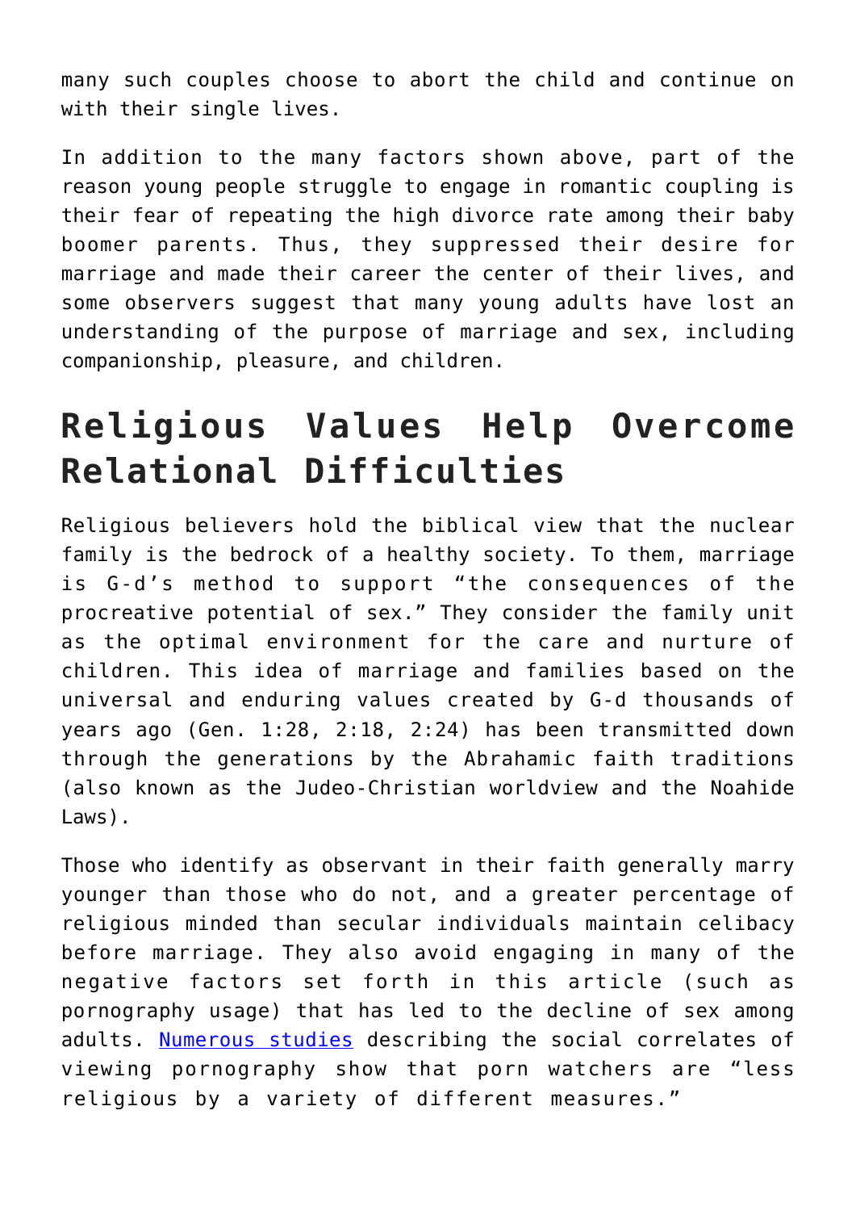many such couples choose to abort the child and continue on with their single lives.

In addition to the many factors shown above, part of the reason young people struggle to engage in romantic coupling is their fear of repeating the high divorce rate among their baby boomer parents. Thus, they suppressed their desire for marriage and made their career the center of their lives, and some observers suggest that many young adults have lost an understanding of the purpose of marriage and sex, including companionship, pleasure, and children.

## Religious Values Help Overcome Relational Difficulties

Religious believers hold the biblical view that the nuclear family is the bedrock of a healthy society. To them, marriage is G-d's method to support "the consequences of the procreative potential of sex." They consider the family unit as the optimal environment for the care and nurture of children. This idea of marriage and families based on the universal and enduring values created by G-d thousands of years ago (Gen. 1:28, 2:18, 2:24) has been transmitted down through the generations by the Abrahamic faith traditions (also known as the Judeo-Christian worldview and the Noahide Laws).

Those who identify as observant in their faith generally marry younger than those who do not, and a greater percentage of religious minded than secular individuals maintain celibacy before marriage. They also avoid engaging in many of the negative factors set forth in this article (such as pornography usage) that has led to the decline of sex among adults. [Numerous studies] describing the social correlates of viewing pornography show that porn watchers are "less religious by a variety of different measures."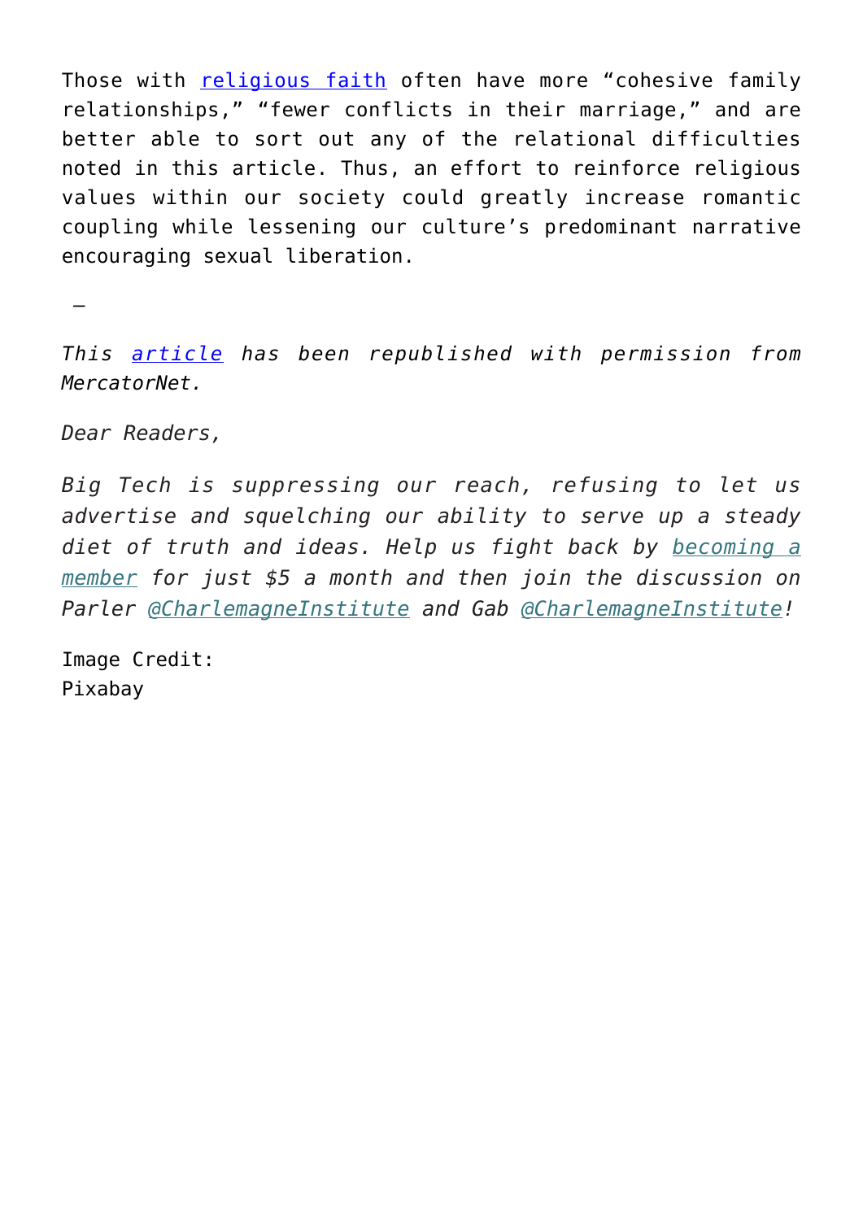Those with religious faith often have more "cohesive family relationships," "fewer conflicts in their marriage," and are better able to sort out any of the relational difficulties noted in this article. Thus, an effort to reinforce religious values within our society could greatly increase romantic coupling while lessening our culture's predominant narrative encouraging sexual liberation.

—

*This article has been republished with permission from MercatorNet.*

*Dear Readers,*

*Big Tech is suppressing our reach, refusing to let us advertise and squelching our ability to serve up a steady diet of truth and ideas. Help us fight back by becoming a member for just $5 a month and then join the discussion on Parler @CharlemagneInstitute and Gab @CharlemagneInstitute!*

Image Credit:
Pixabay